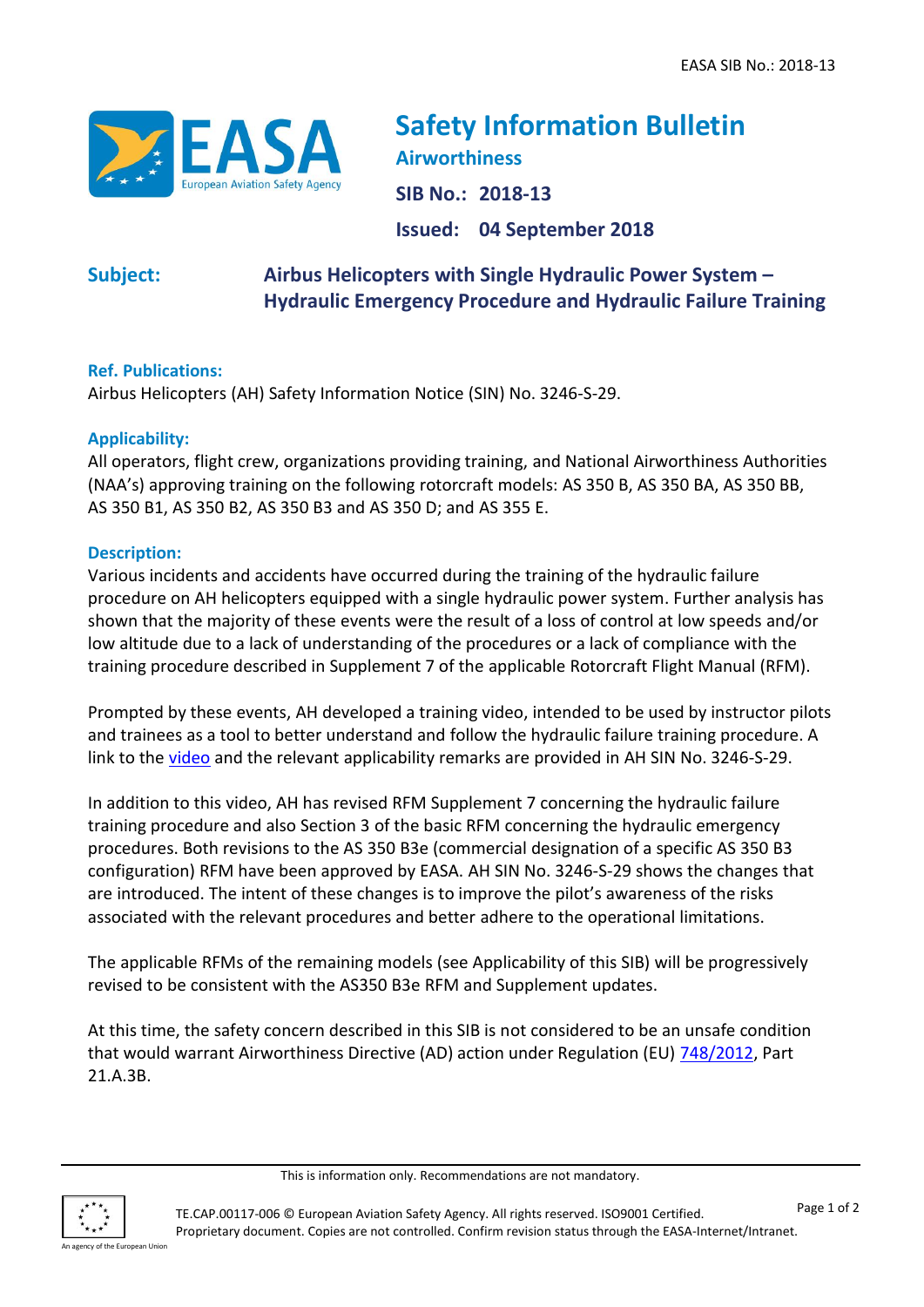# Safety Information Bulletin

**Airworthiness**

**SIB No.: 2018-13**

**Issued: 04 September 2018**

**Subject:** **Airbus Helicopters with Single Hydraulic Power System – Hydraulic Emergency Procedure and Hydraulic Failure Training**

**Ref. Publications:**

Airbus Helicopters (AH) Safety Information Notice (SIN) No. 3246-S-29.

**Applicability:**

All operators, flight crew, organizations providing training, and National Airworthiness Authorities (NAA's) approving training on the following rotorcraft models: AS 350 B, AS 350 BA, AS 350 BB, AS 350 B1, AS 350 B2, AS 350 B3 and AS 350 D; and AS 355 E.

**Description:**

Various incidents and accidents have occurred during the training of the hydraulic failure procedure on AH helicopters equipped with a single hydraulic power system. Further analysis has shown that the majority of these events were the result of a loss of control at low speeds and/or low altitude due to a lack of understanding of the procedures or a lack of compliance with the training procedure described in Supplement 7 of the applicable Rotorcraft Flight Manual (RFM).

Prompted by these events, AH developed a training video, intended to be used by instructor pilots and trainees as a tool to better understand and follow the hydraulic failure training procedure. A link to the video and the relevant applicability remarks are provided in AH SIN No. 3246-S-29.

In addition to this video, AH has revised RFM Supplement 7 concerning the hydraulic failure training procedure and also Section 3 of the basic RFM concerning the hydraulic emergency procedures. Both revisions to the AS 350 B3e (commercial designation of a specific AS 350 B3 configuration) RFM have been approved by EASA. AH SIN No. 3246-S-29 shows the changes that are introduced. The intent of these changes is to improve the pilot's awareness of the risks associated with the relevant procedures and better adhere to the operational limitations.

The applicable RFMs of the remaining models (see Applicability of this SIB) will be progressively revised to be consistent with the AS350 B3e RFM and Supplement updates.

At this time, the safety concern described in this SIB is not considered to be an unsafe condition that would warrant Airworthiness Directive (AD) action under Regulation (EU) 748/2012, Part 21.A.3B.

This is information only. Recommendations are not mandatory.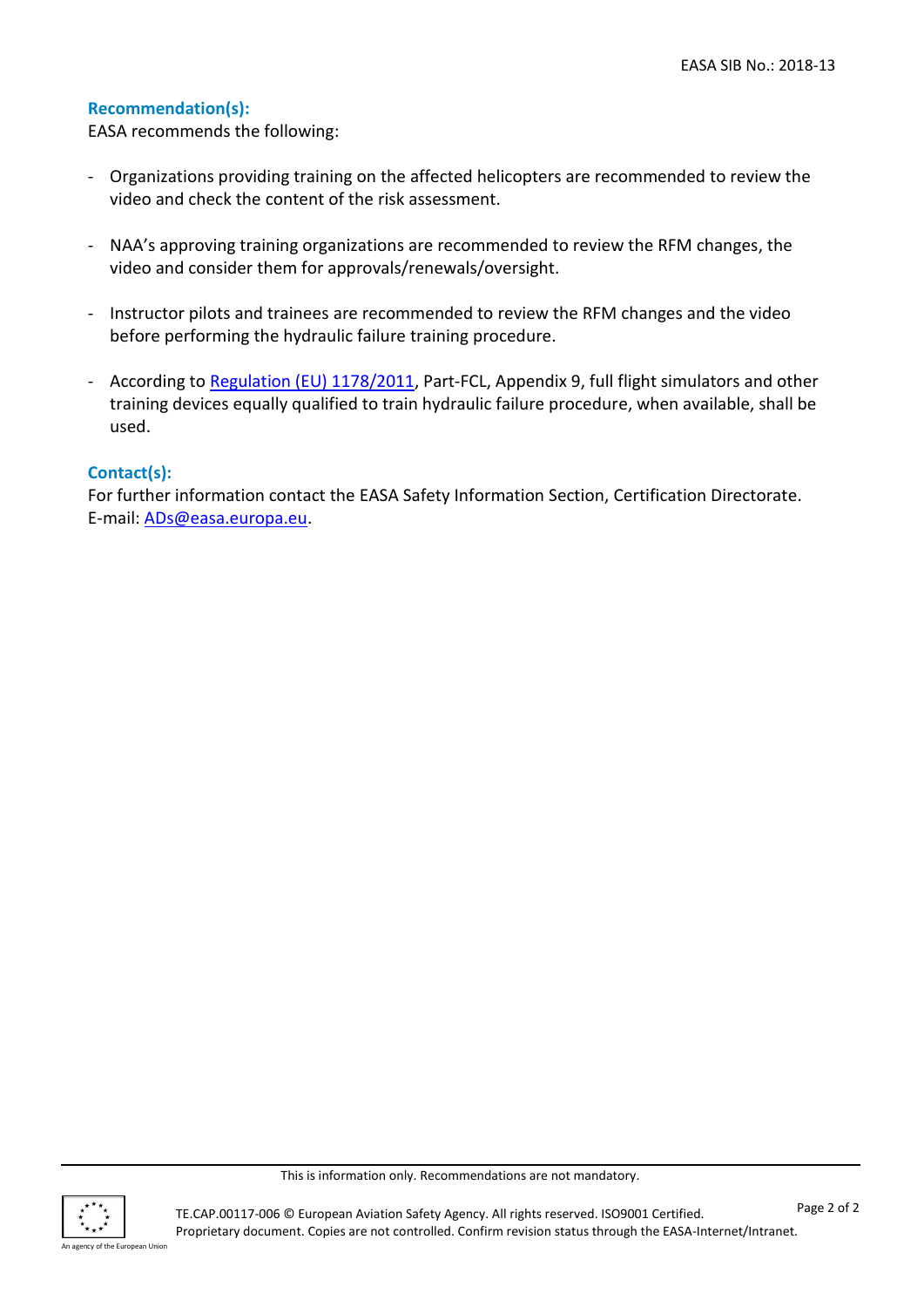**Recommendation(s):**

EASA recommends the following:

- Organizations providing training on the affected helicopters are recommended to review the video and check the content of the risk assessment.
- NAA's approving training organizations are recommended to review the RFM changes, the video and consider them for approvals/renewals/oversight.
- Instructor pilots and trainees are recommended to review the RFM changes and the video before performing the hydraulic failure training procedure.
- According to [Regulation (EU) 1178/2011](), Part-FCL, Appendix 9, full flight simulators and other training devices equally qualified to train hydraulic failure procedure, when available, shall be used.

**Contact(s):**

For further information contact the EASA Safety Information Section, Certification Directorate.
E-mail: [ADs@easa.europa.eu]().

This is information only. Recommendations are not mandatory.